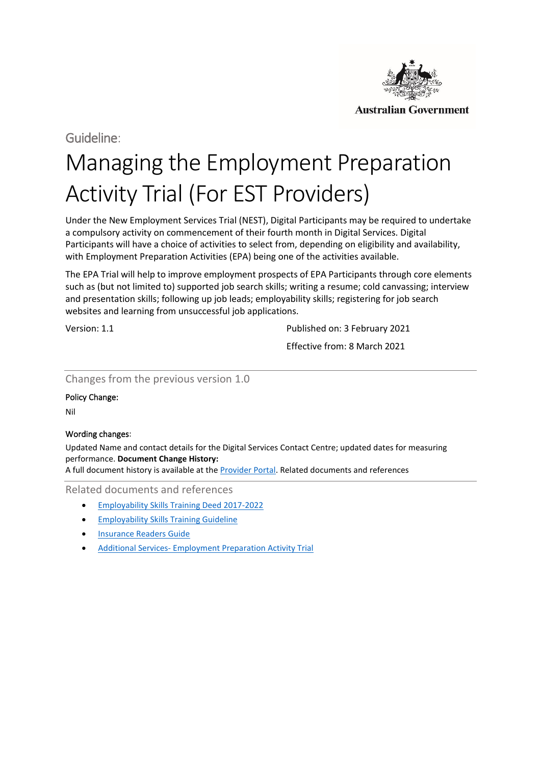Australian Government

Guideline:

# Managing the Employment Preparation Activity Trial (For EST Providers)

Under the New Employment Services Trial (NEST), Digital Participants may be required to undertake a compulsory activity on commencement of their fourth month in Digital Services. Digital Participants will have a choice of activities to select from, depending on eligibility and availability, with Employment Preparation Activities (EPA) being one of the activities available.

The EPA Trial will help to improve employment prospects of EPA Participants through core elements such as (but not limited to) supported job search skills; writing a resume; cold canvassing; interview and presentation skills; following up job leads; employability skills; registering for job search websites and learning from unsuccessful job applications.

Version: 1.1

Published on: 3 February 2021

Effective from: 8 March 2021

## Changes from the previous version 1.0

Policy Change:

Nil

Wording changes:

Updated Name and contact details for the Digital Services Contact Centre; updated dates for measuring performance. **Document Change History:**
A full document history is available at the Provider Portal. Related documents and references

## Related documents and references

- Employability Skills Training Deed 2017-2022
- Employability Skills Training Guideline
- Insurance Readers Guide
- Additional Services- Employment Preparation Activity Trial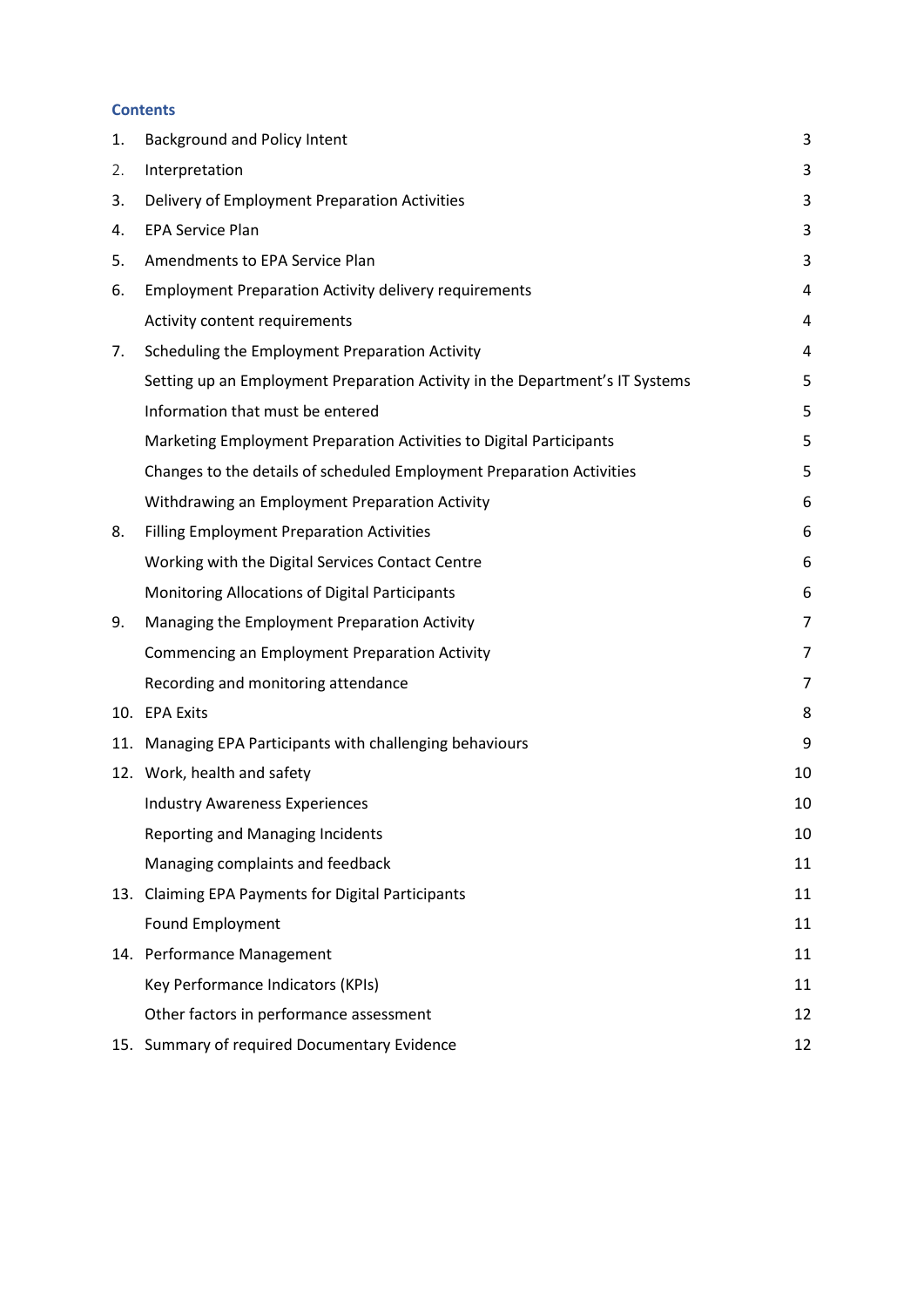**Contents**

| | | |
|---|---|---|
| 1. | Background and Policy Intent | 3 |
| 2. | Interpretation | 3 |
| 3. | Delivery of Employment Preparation Activities | 3 |
| 4. | EPA Service Plan | 3 |
| 5. | Amendments to EPA Service Plan | 3 |
| 6. | Employment Preparation Activity delivery requirements | 4 |
| | Activity content requirements | 4 |
| 7. | Scheduling the Employment Preparation Activity | 4 |
| | Setting up an Employment Preparation Activity in the Department's IT Systems | 5 |
| | Information that must be entered | 5 |
| | Marketing Employment Preparation Activities to Digital Participants | 5 |
| | Changes to the details of scheduled Employment Preparation Activities | 5 |
| | Withdrawing an Employment Preparation Activity | 6 |
| 8. | Filling Employment Preparation Activities | 6 |
| | Working with the Digital Services Contact Centre | 6 |
| | Monitoring Allocations of Digital Participants | 6 |
| 9. | Managing the Employment Preparation Activity | 7 |
| | Commencing an Employment Preparation Activity | 7 |
| | Recording and monitoring attendance | 7 |
| 10. | EPA Exits | 8 |
| 11. | Managing EPA Participants with challenging behaviours | 9 |
| 12. | Work, health and safety | 10 |
| | Industry Awareness Experiences | 10 |
| | Reporting and Managing Incidents | 10 |
| | Managing complaints and feedback | 11 |
| 13. | Claiming EPA Payments for Digital Participants | 11 |
| | Found Employment | 11 |
| 14. | Performance Management | 11 |
| | Key Performance Indicators (KPIs) | 11 |
| | Other factors in performance assessment | 12 |
| 15. | Summary of required Documentary Evidence | 12 |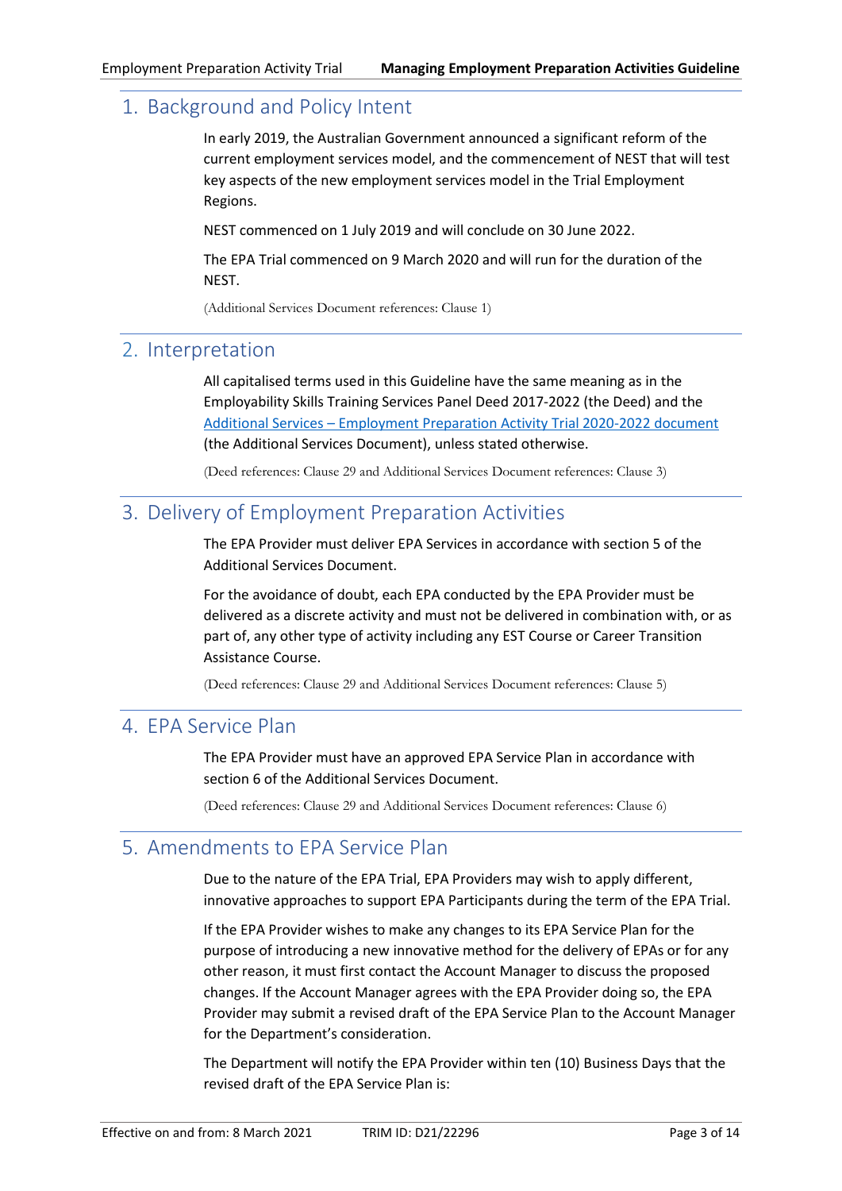## 1. Background and Policy Intent

In early 2019, the Australian Government announced a significant reform of the current employment services model, and the commencement of NEST that will test key aspects of the new employment services model in the Trial Employment Regions.

NEST commenced on 1 July 2019 and will conclude on 30 June 2022.

The EPA Trial commenced on 9 March 2020 and will run for the duration of the NEST.

(Additional Services Document references: Clause 1)

## 2. Interpretation

All capitalised terms used in this Guideline have the same meaning as in the Employability Skills Training Services Panel Deed 2017-2022 (the Deed) and the Additional Services – Employment Preparation Activity Trial 2020-2022 document (the Additional Services Document), unless stated otherwise.

(Deed references: Clause 29 and Additional Services Document references: Clause 3)

## 3. Delivery of Employment Preparation Activities

The EPA Provider must deliver EPA Services in accordance with section 5 of the Additional Services Document.

For the avoidance of doubt, each EPA conducted by the EPA Provider must be delivered as a discrete activity and must not be delivered in combination with, or as part of, any other type of activity including any EST Course or Career Transition Assistance Course.

(Deed references: Clause 29 and Additional Services Document references: Clause 5)

## 4. EPA Service Plan

The EPA Provider must have an approved EPA Service Plan in accordance with section 6 of the Additional Services Document.

(Deed references: Clause 29 and Additional Services Document references: Clause 6)

## 5. Amendments to EPA Service Plan

Due to the nature of the EPA Trial, EPA Providers may wish to apply different, innovative approaches to support EPA Participants during the term of the EPA Trial.

If the EPA Provider wishes to make any changes to its EPA Service Plan for the purpose of introducing a new innovative method for the delivery of EPAs or for any other reason, it must first contact the Account Manager to discuss the proposed changes. If the Account Manager agrees with the EPA Provider doing so, the EPA Provider may submit a revised draft of the EPA Service Plan to the Account Manager for the Department's consideration.

The Department will notify the EPA Provider within ten (10) Business Days that the revised draft of the EPA Service Plan is: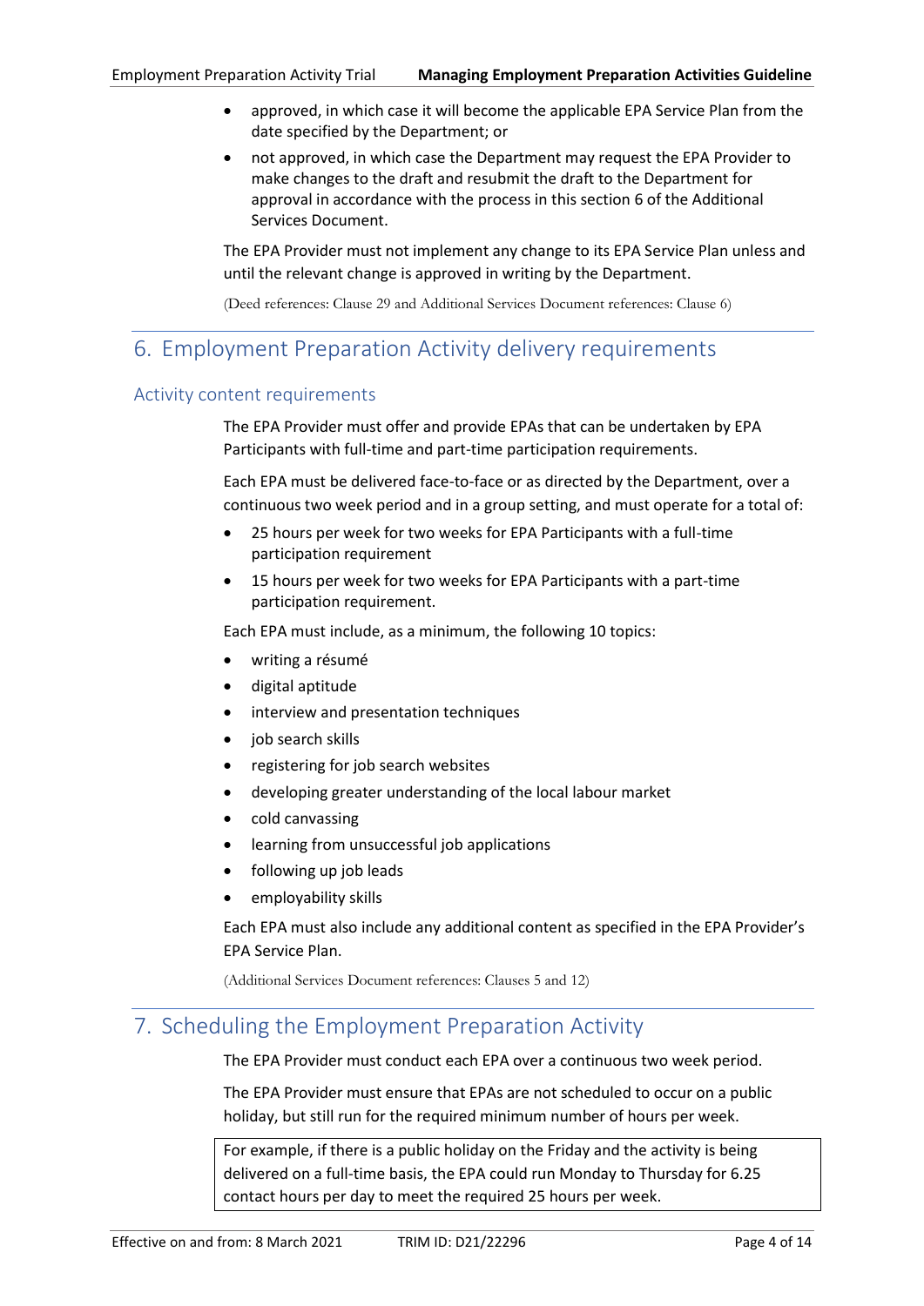- approved, in which case it will become the applicable EPA Service Plan from the date specified by the Department; or
- not approved, in which case the Department may request the EPA Provider to make changes to the draft and resubmit the draft to the Department for approval in accordance with the process in this section 6 of the Additional Services Document.

The EPA Provider must not implement any change to its EPA Service Plan unless and until the relevant change is approved in writing by the Department.

(Deed references: Clause 29 and Additional Services Document references: Clause 6)

## 6. Employment Preparation Activity delivery requirements

### Activity content requirements

The EPA Provider must offer and provide EPAs that can be undertaken by EPA Participants with full-time and part-time participation requirements.

Each EPA must be delivered face-to-face or as directed by the Department, over a continuous two week period and in a group setting, and must operate for a total of:

- 25 hours per week for two weeks for EPA Participants with a full-time participation requirement
- 15 hours per week for two weeks for EPA Participants with a part-time participation requirement.

Each EPA must include, as a minimum, the following 10 topics:

- writing a résumé
- digital aptitude
- interview and presentation techniques
- job search skills
- registering for job search websites
- developing greater understanding of the local labour market
- cold canvassing
- learning from unsuccessful job applications
- following up job leads
- employability skills

Each EPA must also include any additional content as specified in the EPA Provider's EPA Service Plan.

(Additional Services Document references: Clauses 5 and 12)

## 7. Scheduling the Employment Preparation Activity

The EPA Provider must conduct each EPA over a continuous two week period.

The EPA Provider must ensure that EPAs are not scheduled to occur on a public holiday, but still run for the required minimum number of hours per week.

> For example, if there is a public holiday on the Friday and the activity is being delivered on a full-time basis, the EPA could run Monday to Thursday for 6.25 contact hours per day to meet the required 25 hours per week.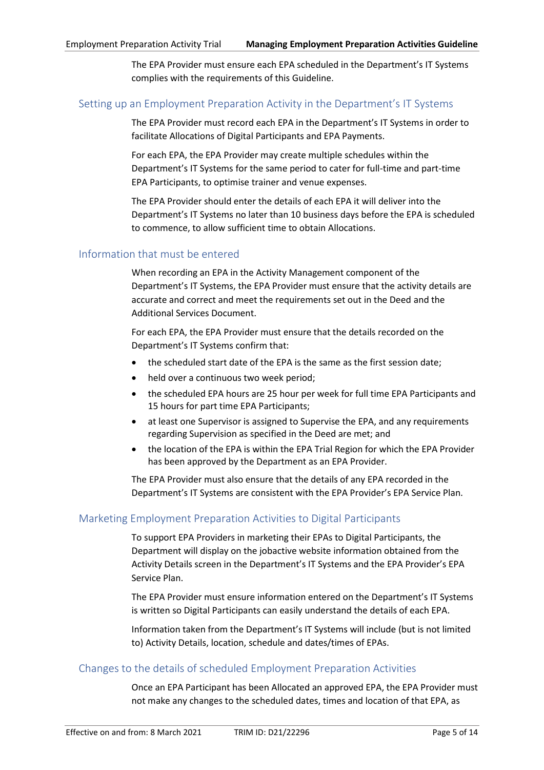The EPA Provider must ensure each EPA scheduled in the Department's IT Systems complies with the requirements of this Guideline.

## Setting up an Employment Preparation Activity in the Department's IT Systems

The EPA Provider must record each EPA in the Department's IT Systems in order to facilitate Allocations of Digital Participants and EPA Payments.

For each EPA, the EPA Provider may create multiple schedules within the Department's IT Systems for the same period to cater for full-time and part-time EPA Participants, to optimise trainer and venue expenses.

The EPA Provider should enter the details of each EPA it will deliver into the Department's IT Systems no later than 10 business days before the EPA is scheduled to commence, to allow sufficient time to obtain Allocations.

## Information that must be entered

When recording an EPA in the Activity Management component of the Department's IT Systems, the EPA Provider must ensure that the activity details are accurate and correct and meet the requirements set out in the Deed and the Additional Services Document.

For each EPA, the EPA Provider must ensure that the details recorded on the Department's IT Systems confirm that:

- the scheduled start date of the EPA is the same as the first session date;
- held over a continuous two week period;
- the scheduled EPA hours are 25 hour per week for full time EPA Participants and 15 hours for part time EPA Participants;
- at least one Supervisor is assigned to Supervise the EPA, and any requirements regarding Supervision as specified in the Deed are met; and
- the location of the EPA is within the EPA Trial Region for which the EPA Provider has been approved by the Department as an EPA Provider.

The EPA Provider must also ensure that the details of any EPA recorded in the Department's IT Systems are consistent with the EPA Provider's EPA Service Plan.

## Marketing Employment Preparation Activities to Digital Participants

To support EPA Providers in marketing their EPAs to Digital Participants, the Department will display on the jobactive website information obtained from the Activity Details screen in the Department's IT Systems and the EPA Provider's EPA Service Plan.

The EPA Provider must ensure information entered on the Department's IT Systems is written so Digital Participants can easily understand the details of each EPA.

Information taken from the Department's IT Systems will include (but is not limited to) Activity Details, location, schedule and dates/times of EPAs.

## Changes to the details of scheduled Employment Preparation Activities

Once an EPA Participant has been Allocated an approved EPA, the EPA Provider must not make any changes to the scheduled dates, times and location of that EPA, as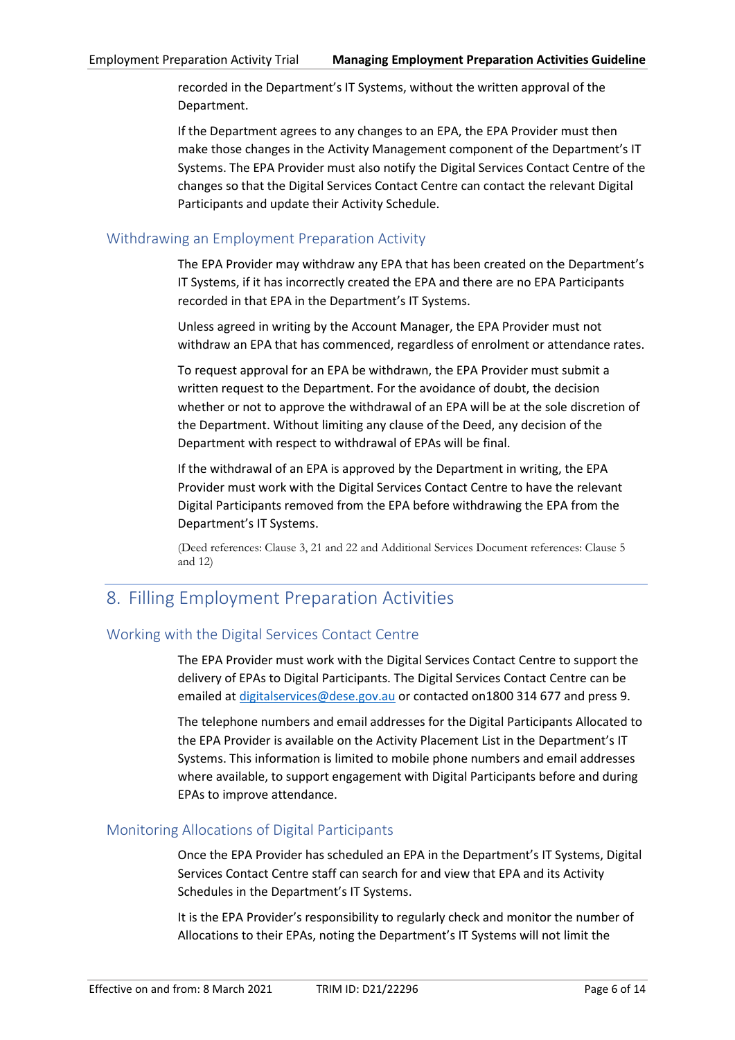recorded in the Department's IT Systems, without the written approval of the Department.

If the Department agrees to any changes to an EPA, the EPA Provider must then make those changes in the Activity Management component of the Department's IT Systems. The EPA Provider must also notify the Digital Services Contact Centre of the changes so that the Digital Services Contact Centre can contact the relevant Digital Participants and update their Activity Schedule.

### Withdrawing an Employment Preparation Activity

The EPA Provider may withdraw any EPA that has been created on the Department's IT Systems, if it has incorrectly created the EPA and there are no EPA Participants recorded in that EPA in the Department's IT Systems.

Unless agreed in writing by the Account Manager, the EPA Provider must not withdraw an EPA that has commenced, regardless of enrolment or attendance rates.

To request approval for an EPA be withdrawn, the EPA Provider must submit a written request to the Department. For the avoidance of doubt, the decision whether or not to approve the withdrawal of an EPA will be at the sole discretion of the Department. Without limiting any clause of the Deed, any decision of the Department with respect to withdrawal of EPAs will be final.

If the withdrawal of an EPA is approved by the Department in writing, the EPA Provider must work with the Digital Services Contact Centre to have the relevant Digital Participants removed from the EPA before withdrawing the EPA from the Department's IT Systems.

(Deed references: Clause 3, 21 and 22 and Additional Services Document references: Clause 5 and 12)

## 8. Filling Employment Preparation Activities

### Working with the Digital Services Contact Centre

The EPA Provider must work with the Digital Services Contact Centre to support the delivery of EPAs to Digital Participants. The Digital Services Contact Centre can be emailed at digitalservices@dese.gov.au or contacted on1800 314 677 and press 9.

The telephone numbers and email addresses for the Digital Participants Allocated to the EPA Provider is available on the Activity Placement List in the Department's IT Systems. This information is limited to mobile phone numbers and email addresses where available, to support engagement with Digital Participants before and during EPAs to improve attendance.

### Monitoring Allocations of Digital Participants

Once the EPA Provider has scheduled an EPA in the Department's IT Systems, Digital Services Contact Centre staff can search for and view that EPA and its Activity Schedules in the Department's IT Systems.

It is the EPA Provider's responsibility to regularly check and monitor the number of Allocations to their EPAs, noting the Department's IT Systems will not limit the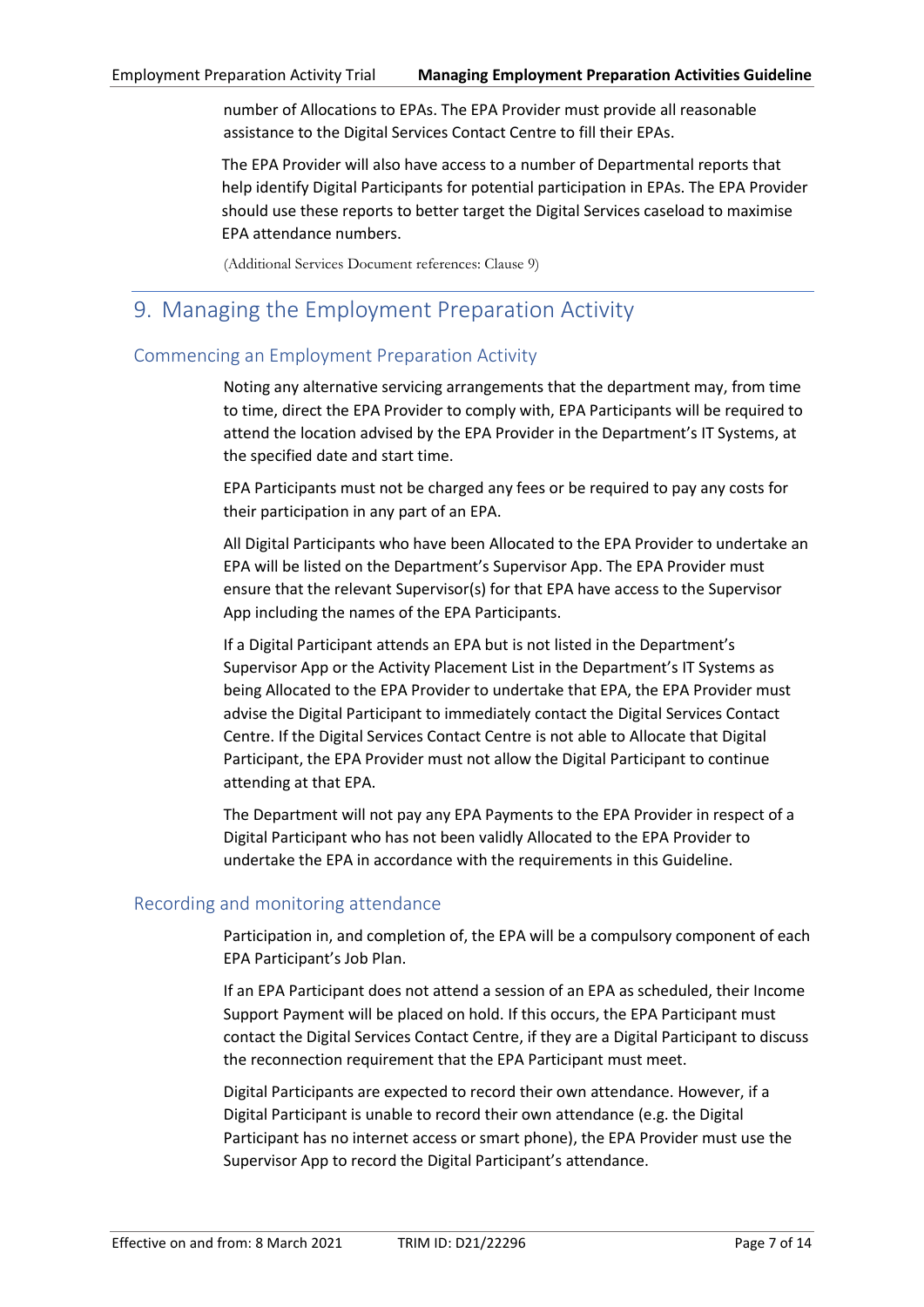number of Allocations to EPAs. The EPA Provider must provide all reasonable assistance to the Digital Services Contact Centre to fill their EPAs.

The EPA Provider will also have access to a number of Departmental reports that help identify Digital Participants for potential participation in EPAs. The EPA Provider should use these reports to better target the Digital Services caseload to maximise EPA attendance numbers.

(Additional Services Document references: Clause 9)

# 9. Managing the Employment Preparation Activity

## Commencing an Employment Preparation Activity

Noting any alternative servicing arrangements that the department may, from time to time, direct the EPA Provider to comply with, EPA Participants will be required to attend the location advised by the EPA Provider in the Department's IT Systems, at the specified date and start time.

EPA Participants must not be charged any fees or be required to pay any costs for their participation in any part of an EPA.

All Digital Participants who have been Allocated to the EPA Provider to undertake an EPA will be listed on the Department's Supervisor App. The EPA Provider must ensure that the relevant Supervisor(s) for that EPA have access to the Supervisor App including the names of the EPA Participants.

If a Digital Participant attends an EPA but is not listed in the Department's Supervisor App or the Activity Placement List in the Department's IT Systems as being Allocated to the EPA Provider to undertake that EPA, the EPA Provider must advise the Digital Participant to immediately contact the Digital Services Contact Centre. If the Digital Services Contact Centre is not able to Allocate that Digital Participant, the EPA Provider must not allow the Digital Participant to continue attending at that EPA.

The Department will not pay any EPA Payments to the EPA Provider in respect of a Digital Participant who has not been validly Allocated to the EPA Provider to undertake the EPA in accordance with the requirements in this Guideline.

## Recording and monitoring attendance

Participation in, and completion of, the EPA will be a compulsory component of each EPA Participant's Job Plan.

If an EPA Participant does not attend a session of an EPA as scheduled, their Income Support Payment will be placed on hold. If this occurs, the EPA Participant must contact the Digital Services Contact Centre, if they are a Digital Participant to discuss the reconnection requirement that the EPA Participant must meet.

Digital Participants are expected to record their own attendance. However, if a Digital Participant is unable to record their own attendance (e.g. the Digital Participant has no internet access or smart phone), the EPA Provider must use the Supervisor App to record the Digital Participant's attendance.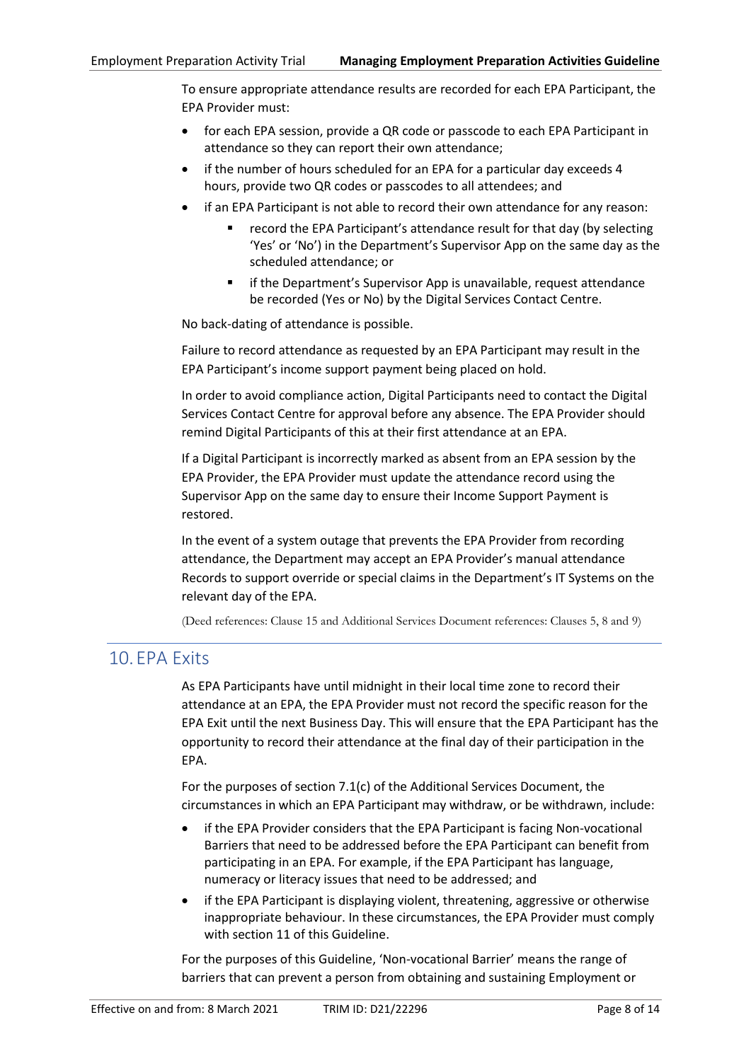To ensure appropriate attendance results are recorded for each EPA Participant, the EPA Provider must:

- for each EPA session, provide a QR code or passcode to each EPA Participant in attendance so they can report their own attendance;
- if the number of hours scheduled for an EPA for a particular day exceeds 4 hours, provide two QR codes or passcodes to all attendees; and
- if an EPA Participant is not able to record their own attendance for any reason:
  - record the EPA Participant's attendance result for that day (by selecting 'Yes' or 'No') in the Department's Supervisor App on the same day as the scheduled attendance; or
  - if the Department's Supervisor App is unavailable, request attendance be recorded (Yes or No) by the Digital Services Contact Centre.

No back-dating of attendance is possible.

Failure to record attendance as requested by an EPA Participant may result in the EPA Participant's income support payment being placed on hold.

In order to avoid compliance action, Digital Participants need to contact the Digital Services Contact Centre for approval before any absence. The EPA Provider should remind Digital Participants of this at their first attendance at an EPA.

If a Digital Participant is incorrectly marked as absent from an EPA session by the EPA Provider, the EPA Provider must update the attendance record using the Supervisor App on the same day to ensure their Income Support Payment is restored.

In the event of a system outage that prevents the EPA Provider from recording attendance, the Department may accept an EPA Provider's manual attendance Records to support override or special claims in the Department's IT Systems on the relevant day of the EPA.

(Deed references: Clause 15 and Additional Services Document references: Clauses 5, 8 and 9)

## 10. EPA Exits

As EPA Participants have until midnight in their local time zone to record their attendance at an EPA, the EPA Provider must not record the specific reason for the EPA Exit until the next Business Day. This will ensure that the EPA Participant has the opportunity to record their attendance at the final day of their participation in the EPA.

For the purposes of section 7.1(c) of the Additional Services Document, the circumstances in which an EPA Participant may withdraw, or be withdrawn, include:

- if the EPA Provider considers that the EPA Participant is facing Non-vocational Barriers that need to be addressed before the EPA Participant can benefit from participating in an EPA. For example, if the EPA Participant has language, numeracy or literacy issues that need to be addressed; and
- if the EPA Participant is displaying violent, threatening, aggressive or otherwise inappropriate behaviour. In these circumstances, the EPA Provider must comply with section 11 of this Guideline.

For the purposes of this Guideline, 'Non-vocational Barrier' means the range of barriers that can prevent a person from obtaining and sustaining Employment or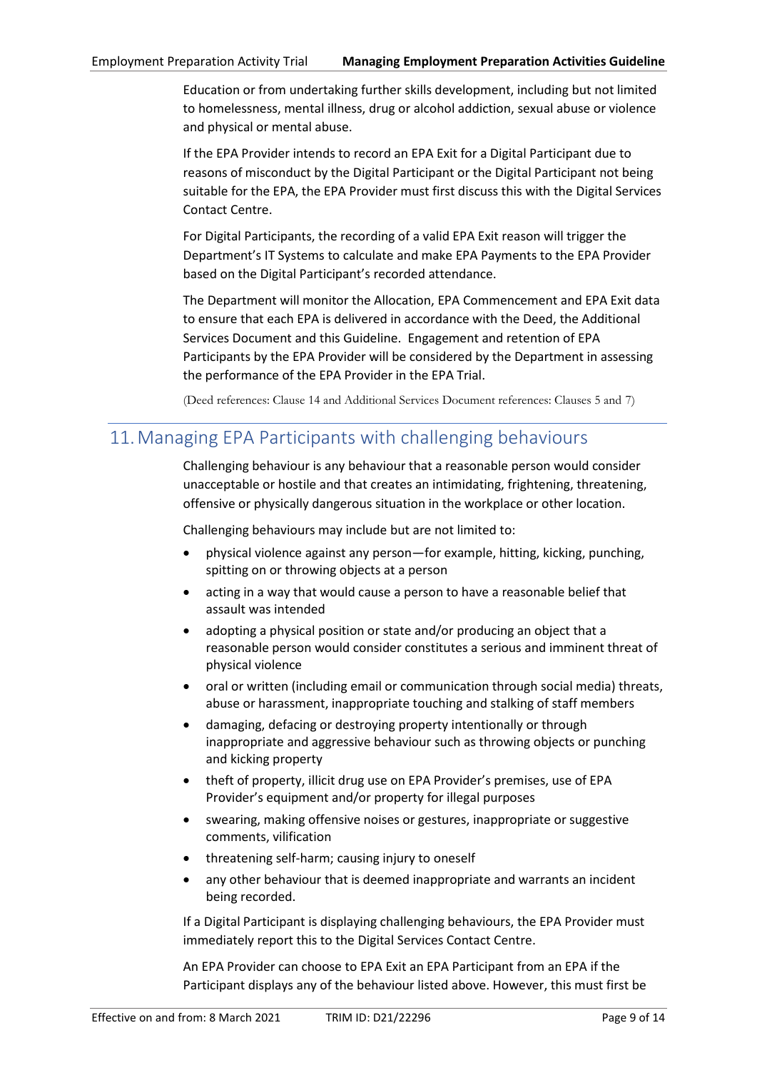Education or from undertaking further skills development, including but not limited to homelessness, mental illness, drug or alcohol addiction, sexual abuse or violence and physical or mental abuse.

If the EPA Provider intends to record an EPA Exit for a Digital Participant due to reasons of misconduct by the Digital Participant or the Digital Participant not being suitable for the EPA, the EPA Provider must first discuss this with the Digital Services Contact Centre.

For Digital Participants, the recording of a valid EPA Exit reason will trigger the Department's IT Systems to calculate and make EPA Payments to the EPA Provider based on the Digital Participant's recorded attendance.

The Department will monitor the Allocation, EPA Commencement and EPA Exit data to ensure that each EPA is delivered in accordance with the Deed, the Additional Services Document and this Guideline. Engagement and retention of EPA Participants by the EPA Provider will be considered by the Department in assessing the performance of the EPA Provider in the EPA Trial.

(Deed references: Clause 14 and Additional Services Document references: Clauses 5 and 7)

## 11. Managing EPA Participants with challenging behaviours

Challenging behaviour is any behaviour that a reasonable person would consider unacceptable or hostile and that creates an intimidating, frightening, threatening, offensive or physically dangerous situation in the workplace or other location.

Challenging behaviours may include but are not limited to:

- physical violence against any person—for example, hitting, kicking, punching, spitting on or throwing objects at a person
- acting in a way that would cause a person to have a reasonable belief that assault was intended
- adopting a physical position or state and/or producing an object that a reasonable person would consider constitutes a serious and imminent threat of physical violence
- oral or written (including email or communication through social media) threats, abuse or harassment, inappropriate touching and stalking of staff members
- damaging, defacing or destroying property intentionally or through inappropriate and aggressive behaviour such as throwing objects or punching and kicking property
- theft of property, illicit drug use on EPA Provider's premises, use of EPA Provider's equipment and/or property for illegal purposes
- swearing, making offensive noises or gestures, inappropriate or suggestive comments, vilification
- threatening self-harm; causing injury to oneself
- any other behaviour that is deemed inappropriate and warrants an incident being recorded.

If a Digital Participant is displaying challenging behaviours, the EPA Provider must immediately report this to the Digital Services Contact Centre.

An EPA Provider can choose to EPA Exit an EPA Participant from an EPA if the Participant displays any of the behaviour listed above. However, this must first be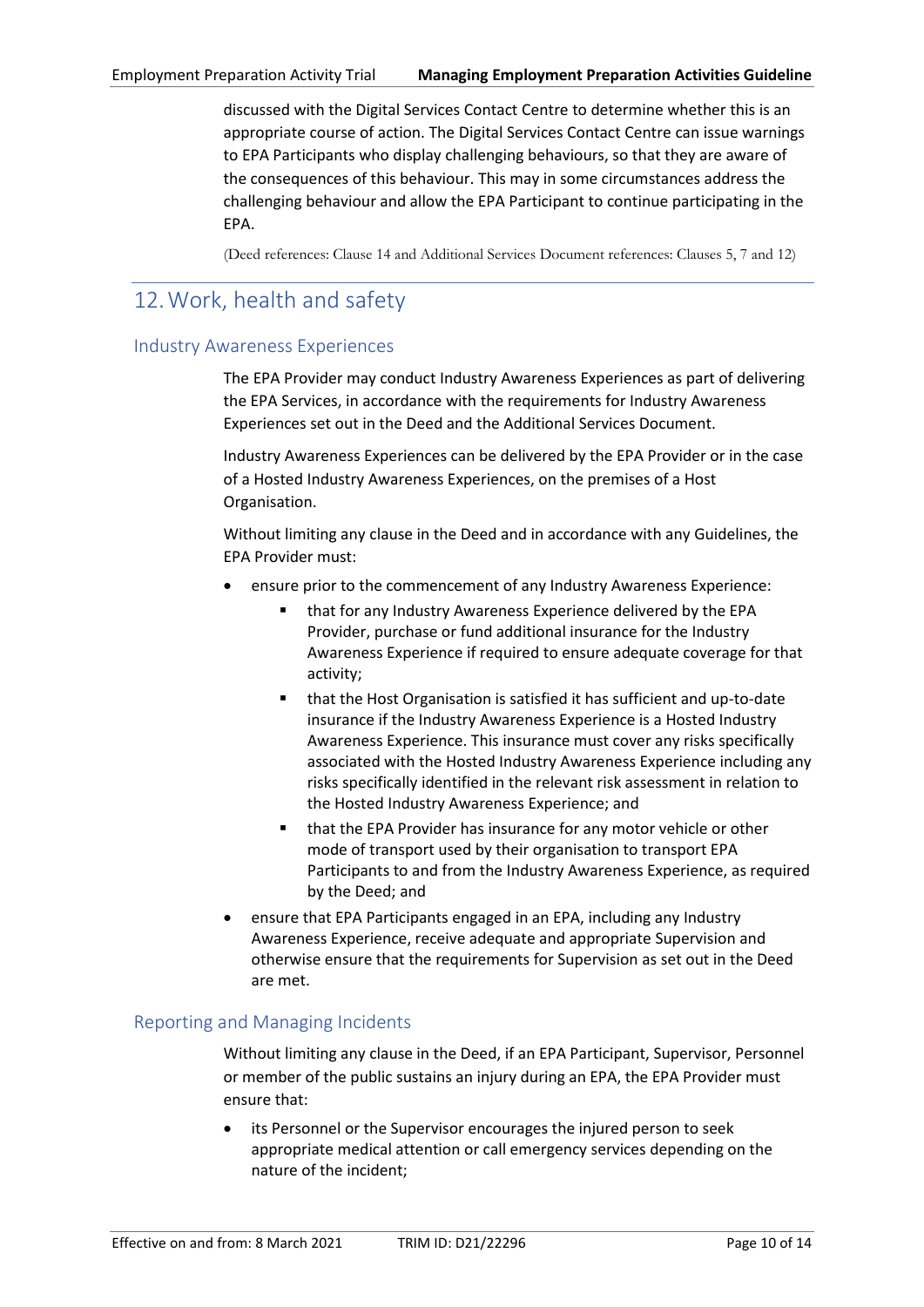discussed with the Digital Services Contact Centre to determine whether this is an appropriate course of action. The Digital Services Contact Centre can issue warnings to EPA Participants who display challenging behaviours, so that they are aware of the consequences of this behaviour. This may in some circumstances address the challenging behaviour and allow the EPA Participant to continue participating in the EPA.

(Deed references: Clause 14 and Additional Services Document references: Clauses 5, 7 and 12)

# 12. Work, health and safety

## Industry Awareness Experiences

The EPA Provider may conduct Industry Awareness Experiences as part of delivering the EPA Services, in accordance with the requirements for Industry Awareness Experiences set out in the Deed and the Additional Services Document.

Industry Awareness Experiences can be delivered by the EPA Provider or in the case of a Hosted Industry Awareness Experiences, on the premises of a Host Organisation.

Without limiting any clause in the Deed and in accordance with any Guidelines, the EPA Provider must:

- ensure prior to the commencement of any Industry Awareness Experience:
  - that for any Industry Awareness Experience delivered by the EPA Provider, purchase or fund additional insurance for the Industry Awareness Experience if required to ensure adequate coverage for that activity;
  - that the Host Organisation is satisfied it has sufficient and up-to-date insurance if the Industry Awareness Experience is a Hosted Industry Awareness Experience. This insurance must cover any risks specifically associated with the Hosted Industry Awareness Experience including any risks specifically identified in the relevant risk assessment in relation to the Hosted Industry Awareness Experience; and
  - that the EPA Provider has insurance for any motor vehicle or other mode of transport used by their organisation to transport EPA Participants to and from the Industry Awareness Experience, as required by the Deed; and
- ensure that EPA Participants engaged in an EPA, including any Industry Awareness Experience, receive adequate and appropriate Supervision and otherwise ensure that the requirements for Supervision as set out in the Deed are met.

## Reporting and Managing Incidents

Without limiting any clause in the Deed, if an EPA Participant, Supervisor, Personnel or member of the public sustains an injury during an EPA, the EPA Provider must ensure that:

- its Personnel or the Supervisor encourages the injured person to seek appropriate medical attention or call emergency services depending on the nature of the incident;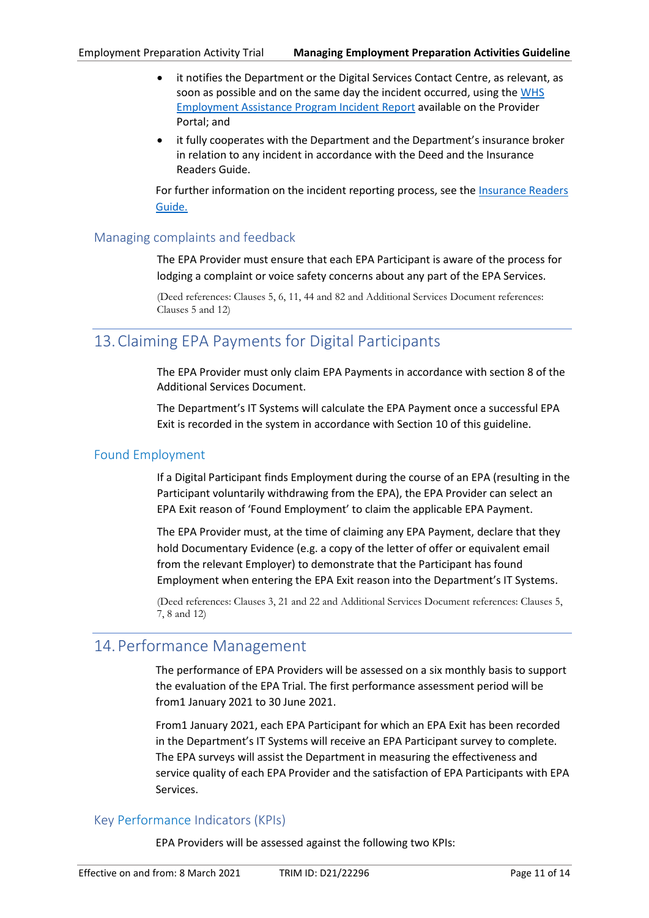- it notifies the Department or the Digital Services Contact Centre, as relevant, as soon as possible and on the same day the incident occurred, using the WHS Employment Assistance Program Incident Report available on the Provider Portal; and
- it fully cooperates with the Department and the Department's insurance broker in relation to any incident in accordance with the Deed and the Insurance Readers Guide.

For further information on the incident reporting process, see the Insurance Readers Guide.

### Managing complaints and feedback

The EPA Provider must ensure that each EPA Participant is aware of the process for lodging a complaint or voice safety concerns about any part of the EPA Services.

(Deed references: Clauses 5, 6, 11, 44 and 82 and Additional Services Document references: Clauses 5 and 12)

## 13. Claiming EPA Payments for Digital Participants

The EPA Provider must only claim EPA Payments in accordance with section 8 of the Additional Services Document.

The Department's IT Systems will calculate the EPA Payment once a successful EPA Exit is recorded in the system in accordance with Section 10 of this guideline.

### Found Employment

If a Digital Participant finds Employment during the course of an EPA (resulting in the Participant voluntarily withdrawing from the EPA), the EPA Provider can select an EPA Exit reason of 'Found Employment' to claim the applicable EPA Payment.

The EPA Provider must, at the time of claiming any EPA Payment, declare that they hold Documentary Evidence (e.g. a copy of the letter of offer or equivalent email from the relevant Employer) to demonstrate that the Participant has found Employment when entering the EPA Exit reason into the Department's IT Systems.

(Deed references: Clauses 3, 21 and 22 and Additional Services Document references: Clauses 5, 7, 8 and 12)

## 14. Performance Management

The performance of EPA Providers will be assessed on a six monthly basis to support the evaluation of the EPA Trial. The first performance assessment period will be from1 January 2021 to 30 June 2021.

From1 January 2021, each EPA Participant for which an EPA Exit has been recorded in the Department's IT Systems will receive an EPA Participant survey to complete. The EPA surveys will assist the Department in measuring the effectiveness and service quality of each EPA Provider and the satisfaction of EPA Participants with EPA Services.

### Key Performance Indicators (KPIs)

EPA Providers will be assessed against the following two KPIs: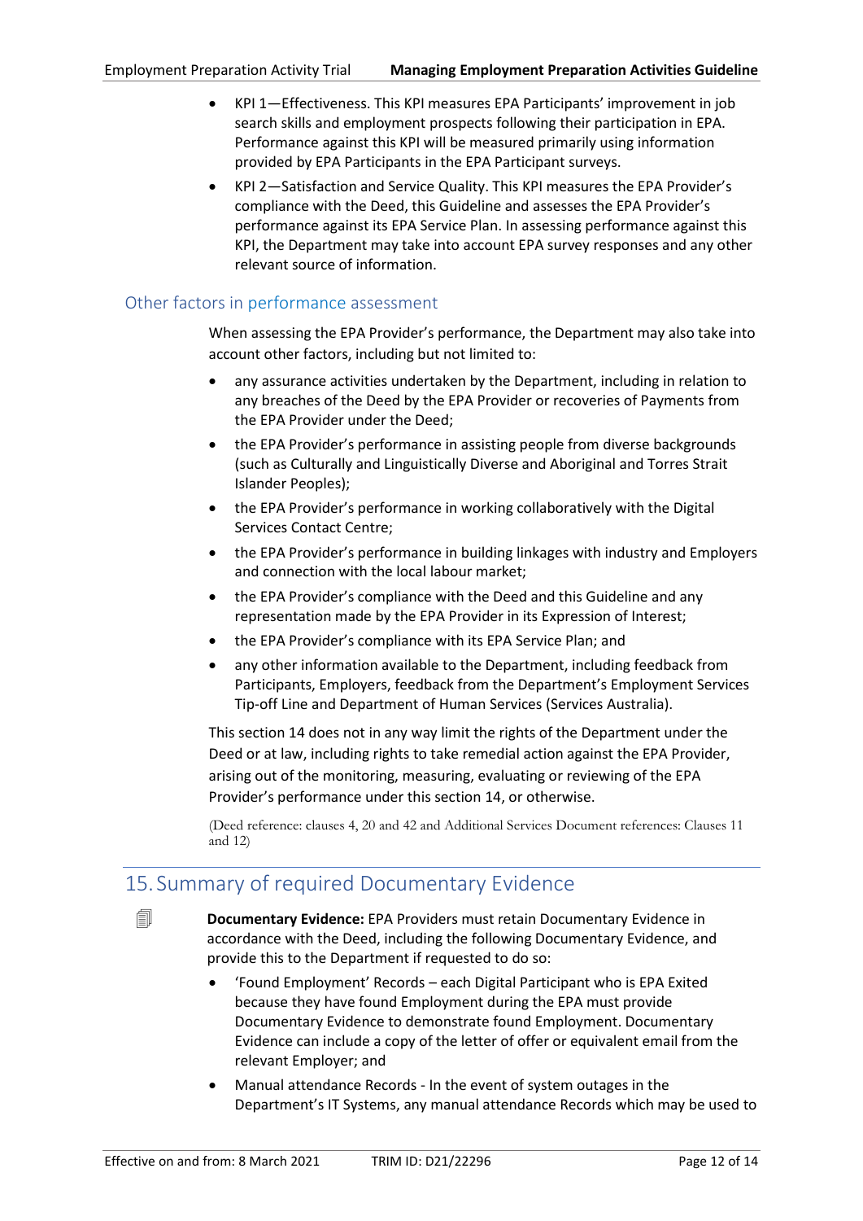- KPI 1—Effectiveness. This KPI measures EPA Participants' improvement in job search skills and employment prospects following their participation in EPA. Performance against this KPI will be measured primarily using information provided by EPA Participants in the EPA Participant surveys.
- KPI 2—Satisfaction and Service Quality. This KPI measures the EPA Provider's compliance with the Deed, this Guideline and assesses the EPA Provider's performance against its EPA Service Plan. In assessing performance against this KPI, the Department may take into account EPA survey responses and any other relevant source of information.

### Other factors in performance assessment

When assessing the EPA Provider's performance, the Department may also take into account other factors, including but not limited to:

- any assurance activities undertaken by the Department, including in relation to any breaches of the Deed by the EPA Provider or recoveries of Payments from the EPA Provider under the Deed;
- the EPA Provider's performance in assisting people from diverse backgrounds (such as Culturally and Linguistically Diverse and Aboriginal and Torres Strait Islander Peoples);
- the EPA Provider's performance in working collaboratively with the Digital Services Contact Centre;
- the EPA Provider's performance in building linkages with industry and Employers and connection with the local labour market;
- the EPA Provider's compliance with the Deed and this Guideline and any representation made by the EPA Provider in its Expression of Interest;
- the EPA Provider's compliance with its EPA Service Plan; and
- any other information available to the Department, including feedback from Participants, Employers, feedback from the Department's Employment Services Tip-off Line and Department of Human Services (Services Australia).

This section 14 does not in any way limit the rights of the Department under the Deed or at law, including rights to take remedial action against the EPA Provider, arising out of the monitoring, measuring, evaluating or reviewing of the EPA Provider's performance under this section 14, or otherwise.

(Deed reference: clauses 4, 20 and 42 and Additional Services Document references: Clauses 11 and 12)

## 15. Summary of required Documentary Evidence

**Documentary Evidence:** EPA Providers must retain Documentary Evidence in accordance with the Deed, including the following Documentary Evidence, and provide this to the Department if requested to do so:

- 'Found Employment' Records – each Digital Participant who is EPA Exited because they have found Employment during the EPA must provide Documentary Evidence to demonstrate found Employment. Documentary Evidence can include a copy of the letter of offer or equivalent email from the relevant Employer; and
- Manual attendance Records - In the event of system outages in the Department's IT Systems, any manual attendance Records which may be used to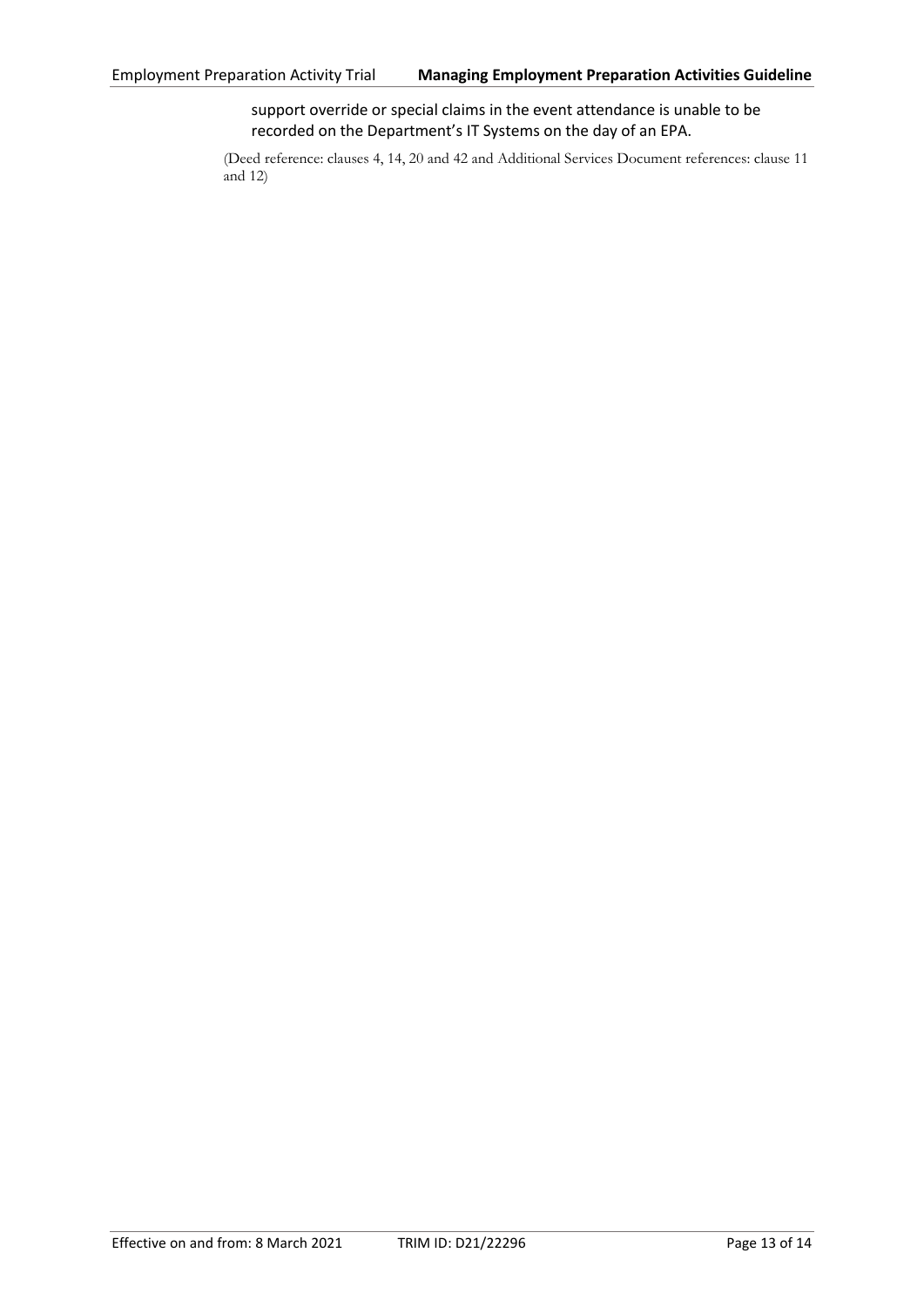support override or special claims in the event attendance is unable to be recorded on the Department's IT Systems on the day of an EPA.

(Deed reference: clauses 4, 14, 20 and 42 and Additional Services Document references: clause 11 and 12)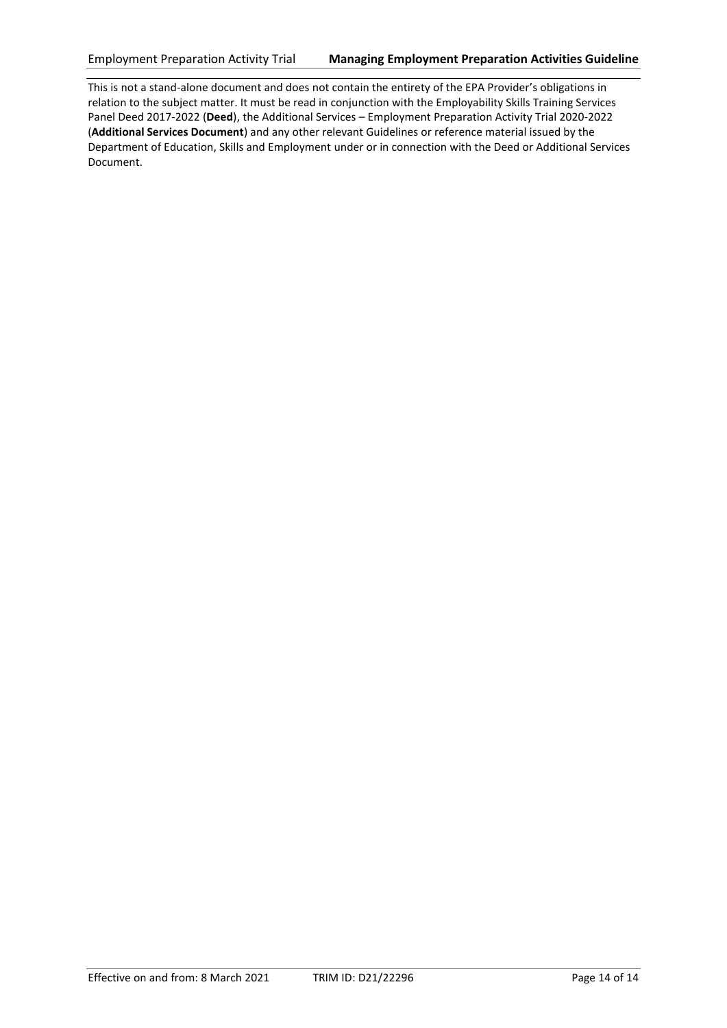This is not a stand-alone document and does not contain the entirety of the EPA Provider's obligations in relation to the subject matter. It must be read in conjunction with the Employability Skills Training Services Panel Deed 2017-2022 (**Deed**), the Additional Services – Employment Preparation Activity Trial 2020-2022 (**Additional Services Document**) and any other relevant Guidelines or reference material issued by the Department of Education, Skills and Employment under or in connection with the Deed or Additional Services Document.